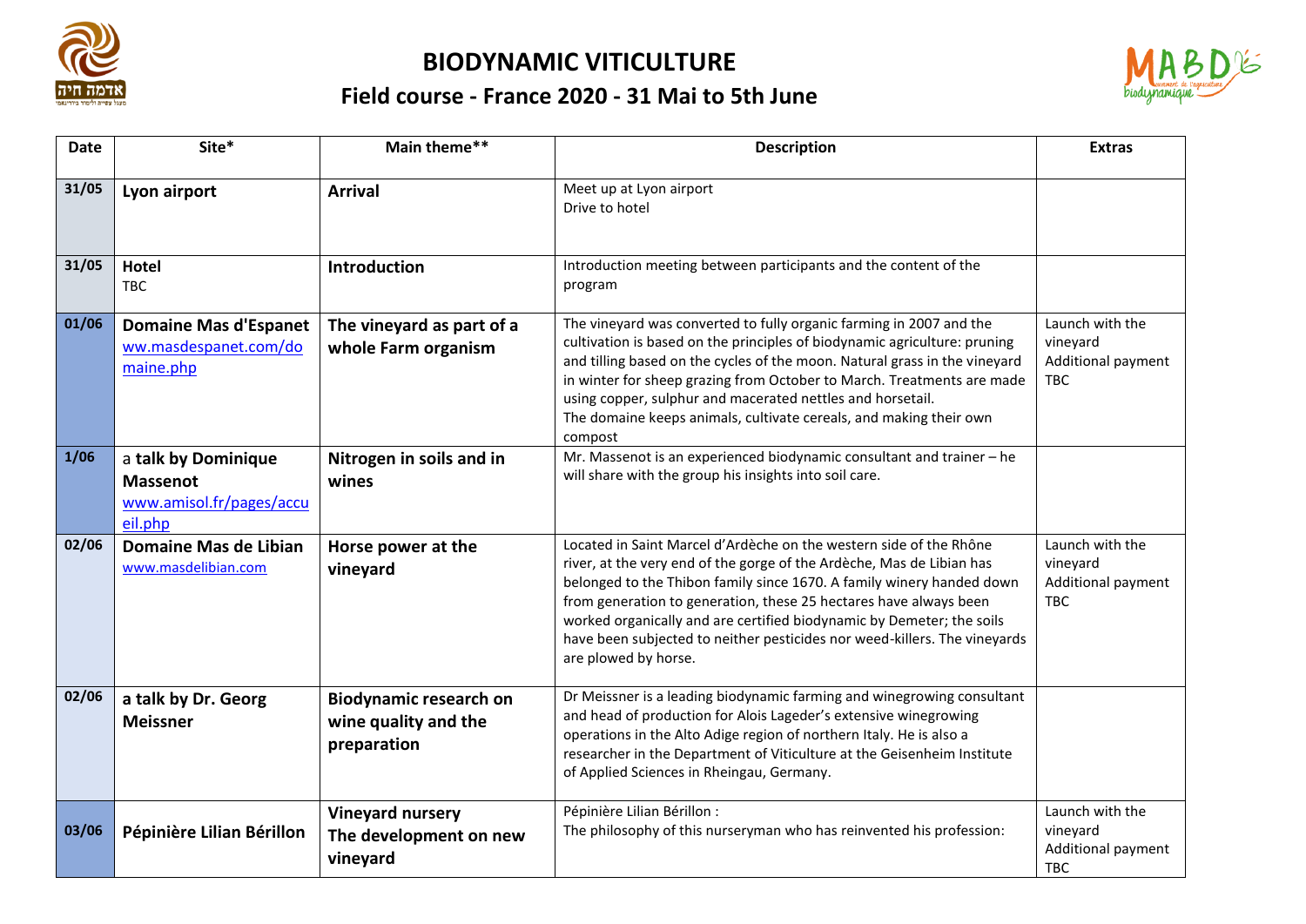# BIODYNAMIC VITICULTURE

## Field course - France 2020 - 31 Mai to 5th June

| Date | Site* | Main theme** | Description | Extras |
|---|---|---|---|---|
| 31/05 | **Lyon airport** | **Arrival** | Meet up at Lyon airport<br>Drive to hotel | |
| 31/05 | **Hotel**<br>TBC | **Introduction** | Introduction meeting between participants and the content of the program | |
| 01/06 | **Domaine Mas d'Espanet**<br>ww.masdespanet.com/domaine.php | **The vineyard as part of a whole Farm organism** | The vineyard was converted to fully organic farming in 2007 and the cultivation is based on the principles of biodynamic agriculture: pruning and tilling based on the cycles of the moon. Natural grass in the vineyard in winter for sheep grazing from October to March. Treatments are made using copper, sulphur and macerated nettles and horsetail.<br>The domaine keeps animals, cultivate cereals, and making their own compost | Launch with the vineyard<br>Additional payment TBC |
| 1/06 | a **talk by Dominique Massenot**<br>www.amisol.fr/pages/accueil.php | **Nitrogen in soils and in wines** | Mr. Massenot is an experienced biodynamic consultant and trainer – he will share with the group his insights into soil care. | |
| 02/06 | **Domaine Mas de Libian**<br>www.masdelibian.com | **Horse power at the vineyard** | Located in Saint Marcel d'Ardèche on the western side of the Rhône river, at the very end of the gorge of the Ardèche, Mas de Libian has belonged to the Thibon family since 1670. A family winery handed down from generation to generation, these 25 hectares have always been worked organically and are certified biodynamic by Demeter; the soils have been subjected to neither pesticides nor weed-killers. The vineyards are plowed by horse. | Launch with the vineyard<br>Additional payment TBC |
| 02/06 | **a talk by Dr. Georg Meissner** | **Biodynamic research on wine quality and the preparation** | Dr Meissner is a leading biodynamic farming and winegrowing consultant and head of production for Alois Lageder's extensive winegrowing operations in the Alto Adige region of northern Italy. He is also a researcher in the Department of Viticulture at the Geisenheim Institute of Applied Sciences in Rheingau, Germany. | |
| 03/06 | **Pépinière Lilian Bérillon** | **Vineyard nursery**<br>**The development on new vineyard** | Pépinière Lilian Bérillon :<br>The philosophy of this nurseryman who has reinvented his profession: | Launch with the vineyard<br>Additional payment TBC |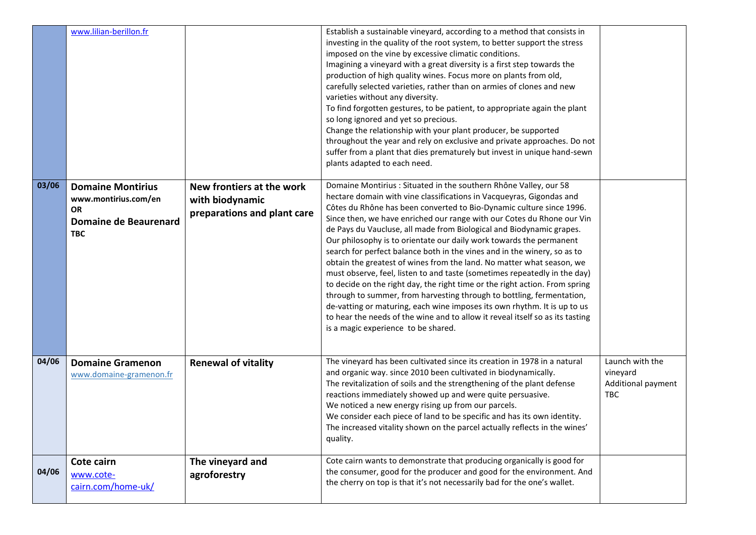| | | | | |
|---|---|---|---|---|
| | www.lilian-berillon.fr | | Establish a sustainable vineyard, according to a method that consists in investing in the quality of the root system, to better support the stress imposed on the vine by excessive climatic conditions.<br>Imagining a vineyard with a great diversity is a first step towards the production of high quality wines. Focus more on plants from old, carefully selected varieties, rather than on armies of clones and new varieties without any diversity.<br>To find forgotten gestures, to be patient, to appropriate again the plant so long ignored and yet so precious.<br>Change the relationship with your plant producer, be supported throughout the year and rely on exclusive and private approaches. Do not suffer from a plant that dies prematurely but invest in unique hand-sewn plants adapted to each need. | |
| **03/06** | **Domaine Montirius**<br>**www.montirius.com/en**<br>**OR**<br>**Domaine de Beaurenard**<br>**TBC** | **New frontiers at the work with biodynamic preparations and plant care** | Domaine Montirius : Situated in the southern Rhône Valley, our 58 hectare domain with vine classifications in Vacqueyras, Gigondas and Côtes du Rhône has been converted to Bio-Dynamic culture since 1996. Since then, we have enriched our range with our Cotes du Rhone our Vin de Pays du Vaucluse, all made from Biological and Biodynamic grapes. Our philosophy is to orientate our daily work towards the permanent search for perfect balance both in the vines and in the winery, so as to obtain the greatest of wines from the land. No matter what season, we must observe, feel, listen to and taste (sometimes repeatedly in the day) to decide on the right day, the right time or the right action. From spring through to summer, from harvesting through to bottling, fermentation, de-vatting or maturing, each wine imposes its own rhythm. It is up to us to hear the needs of the wine and to allow it reveal itself so as its tasting is a magic experience to be shared. | |
| **04/06** | **Domaine Gramenon**<br>www.domaine-gramenon.fr | **Renewal of vitality** | The vineyard has been cultivated since its creation in 1978 in a natural and organic way. since 2010 been cultivated in biodynamically.<br>The revitalization of soils and the strengthening of the plant defense reactions immediately showed up and were quite persuasive.<br>We noticed a new energy rising up from our parcels.<br>We consider each piece of land to be specific and has its own identity.<br>The increased vitality shown on the parcel actually reflects in the wines' quality. | Launch with the vineyard<br>Additional payment TBC |
| **04/06** | **Cote cairn**<br>www.cote-cairn.com/home-uk/ | **The vineyard and agroforestry** | Cote cairn wants to demonstrate that producing organically is good for the consumer, good for the producer and good for the environment. And the cherry on top is that it's not necessarily bad for the one's wallet. | |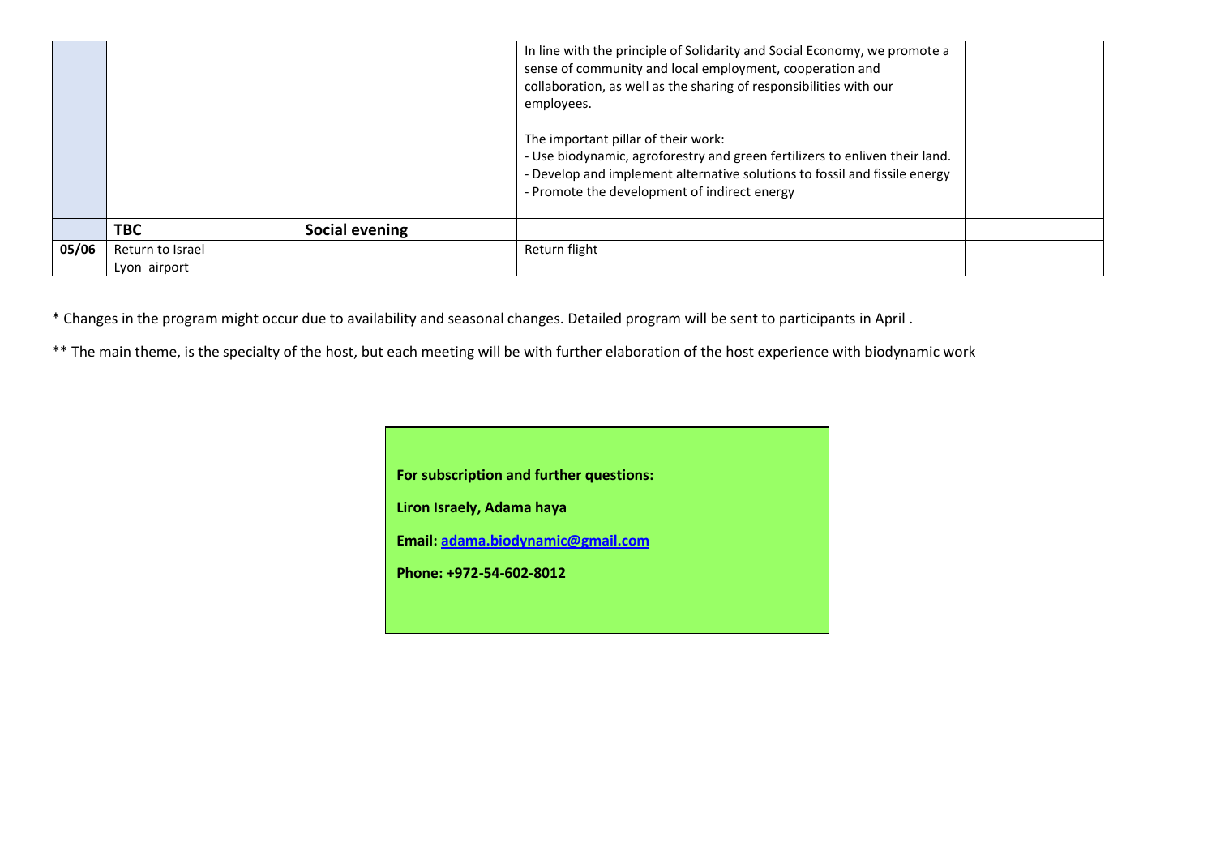| | | | | |
|---|---|---|---|---|
| | | | In line with the principle of Solidarity and Social Economy, we promote a sense of community and local employment, cooperation and collaboration, as well as the sharing of responsibilities with our employees.<br><br>The important pillar of their work:<br>- Use biodynamic, agroforestry and green fertilizers to enliven their land.<br>- Develop and implement alternative solutions to fossil and fissile energy<br>- Promote the development of indirect energy | |
| | **TBC** | **Social evening** | | |
| **05/06** | Return to Israel<br>Lyon airport | | Return flight | |

\* Changes in the program might occur due to availability and seasonal changes. Detailed program will be sent to participants in April .

\*\* The main theme, is the specialty of the host, but each meeting will be with further elaboration of the host experience with biodynamic work

**For subscription and further questions:**

**Liron Israely, Adama haya**

**Email: adama.biodynamic@gmail.com**

**Phone: +972-54-602-8012**